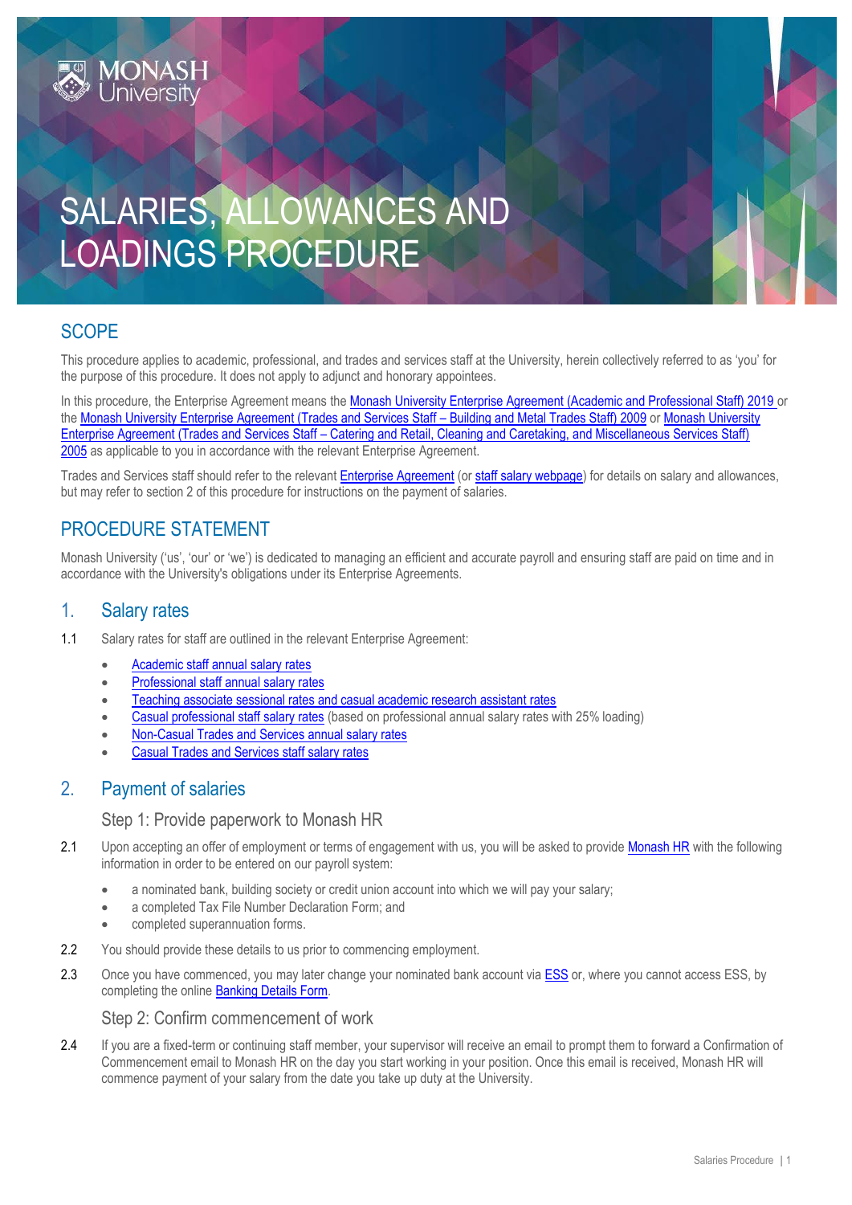# SALARIES, ALLOWANCES AND LOADINGS PROCEDURE

## SCOPE

This procedure applies to academic, professional, and trades and services staff at the University, herein collectively referred to as 'you' for the purpose of this procedure. It does not apply to adjunct and honorary appointees.

In this procedure, the Enterprise Agreement means the Monash University Enterprise Agreement (Academic and Professional Staff) 2019 or the Monash University Enterprise Agreement (Trades and Services Staff – Building and Metal Trades Staff) 2009 or Monash University Enterprise Agreement (Trades and Services Staff – Catering and Retail, Cleaning and Caretaking, and Miscellaneous Services Staff) 2005 as applicable to you in accordance with the relevant Enterprise Agreement.

Trades and Services staff should refer to the relevant Enterprise Agreement (or staff salary webpage) for details on salary and allowances, but may refer to section 2 of this procedure for instructions on the payment of salaries.

## PROCEDURE STATEMENT

Monash University ('us', 'our' or 'we') is dedicated to managing an efficient and accurate payroll and ensuring staff are paid on time and in accordance with the University's obligations under its Enterprise Agreements.

## 1. Salary rates

1.1 Salary rates for staff are outlined in the relevant Enterprise Agreement:

- Academic staff annual salary rates
- Professional staff annual salary rates
- Teaching associate sessional rates and casual academic research assistant rates
- Casual professional staff salary rates (based on professional annual salary rates with 25% loading)
- Non-Casual Trades and Services annual salary rates
- Casual Trades and Services staff salary rates

## 2. Payment of salaries

### Step 1: Provide paperwork to Monash HR

2.1 Upon accepting an offer of employment or terms of engagement with us, you will be asked to provide Monash HR with the following information in order to be entered on our payroll system:

- a nominated bank, building society or credit union account into which we will pay your salary;
- a completed Tax File Number Declaration Form; and
- completed superannuation forms.

2.2 You should provide these details to us prior to commencing employment.

2.3 Once you have commenced, you may later change your nominated bank account via ESS or, where you cannot access ESS, by completing the online Banking Details Form.

### Step 2: Confirm commencement of work

2.4 If you are a fixed-term or continuing staff member, your supervisor will receive an email to prompt them to forward a Confirmation of Commencement email to Monash HR on the day you start working in your position. Once this email is received, Monash HR will commence payment of your salary from the date you take up duty at the University.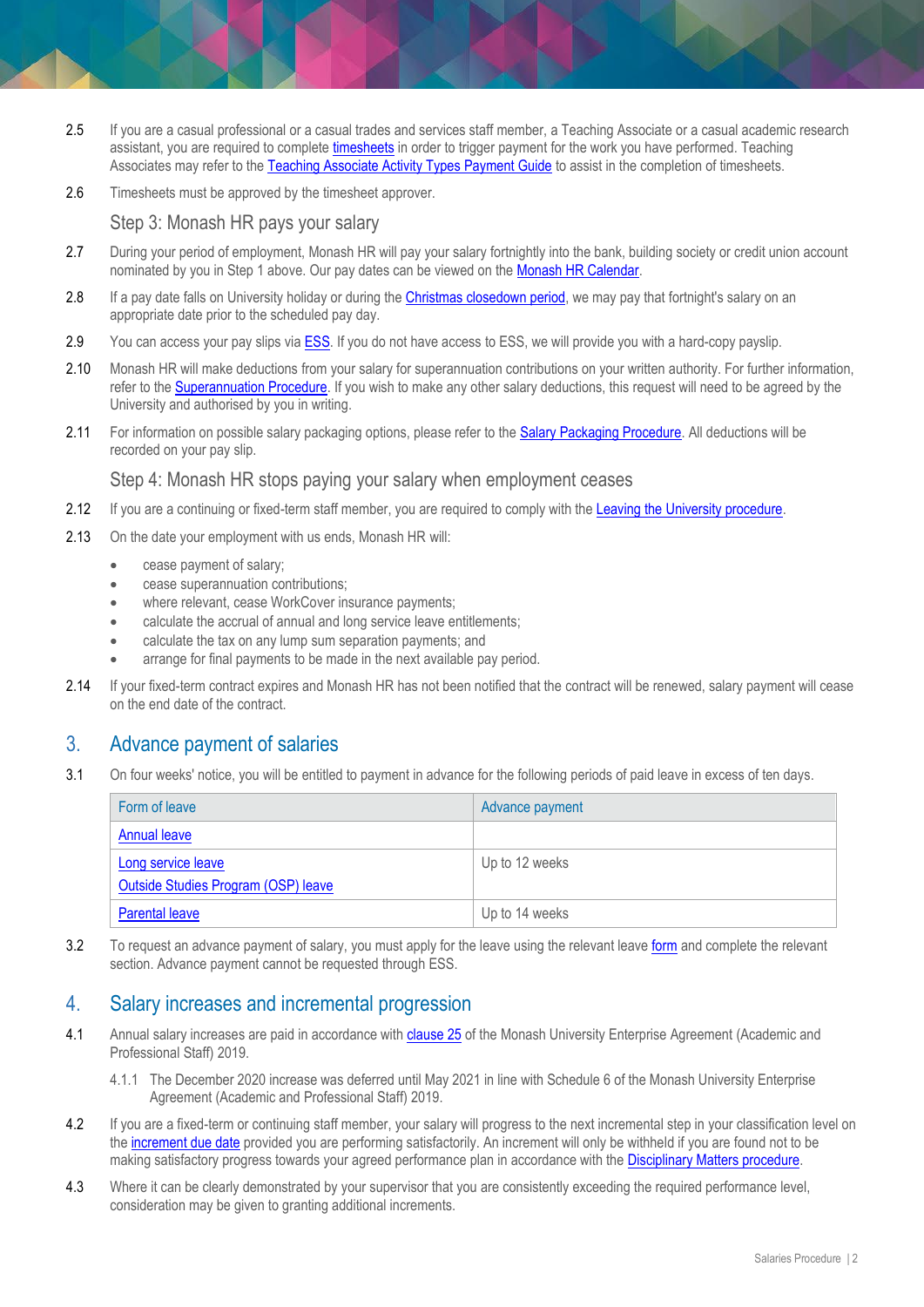2.5 If you are a casual professional or a casual trades and services staff member, a Teaching Associate or a casual academic research assistant, you are required to complete timesheets in order to trigger payment for the work you have performed. Teaching Associates may refer to the Teaching Associate Activity Types Payment Guide to assist in the completion of timesheets.

2.6 Timesheets must be approved by the timesheet approver.

### Step 3: Monash HR pays your salary

2.7 During your period of employment, Monash HR will pay your salary fortnightly into the bank, building society or credit union account nominated by you in Step 1 above. Our pay dates can be viewed on the Monash HR Calendar.

2.8 If a pay date falls on University holiday or during the Christmas closedown period, we may pay that fortnight's salary on an appropriate date prior to the scheduled pay day.

2.9 You can access your pay slips via ESS. If you do not have access to ESS, we will provide you with a hard-copy payslip.

2.10 Monash HR will make deductions from your salary for superannuation contributions on your written authority. For further information, refer to the Superannuation Procedure. If you wish to make any other salary deductions, this request will need to be agreed by the University and authorised by you in writing.

2.11 For information on possible salary packaging options, please refer to the Salary Packaging Procedure. All deductions will be recorded on your pay slip.

### Step 4: Monash HR stops paying your salary when employment ceases

2.12 If you are a continuing or fixed-term staff member, you are required to comply with the Leaving the University procedure.

2.13 On the date your employment with us ends, Monash HR will:

- cease payment of salary;
- cease superannuation contributions;
- where relevant, cease WorkCover insurance payments;
- calculate the accrual of annual and long service leave entitlements;
- calculate the tax on any lump sum separation payments; and
- arrange for final payments to be made in the next available pay period.

2.14 If your fixed-term contract expires and Monash HR has not been notified that the contract will be renewed, salary payment will cease on the end date of the contract.

## 3. Advance payment of salaries

3.1 On four weeks' notice, you will be entitled to payment in advance for the following periods of paid leave in excess of ten days.

| Form of leave | Advance payment |
|---|---|
| Annual leave | |
| Long service leave<br>Outside Studies Program (OSP) leave | Up to 12 weeks |
| Parental leave | Up to 14 weeks |

3.2 To request an advance payment of salary, you must apply for the leave using the relevant leave form and complete the relevant section. Advance payment cannot be requested through ESS.

## 4. Salary increases and incremental progression

4.1 Annual salary increases are paid in accordance with clause 25 of the Monash University Enterprise Agreement (Academic and Professional Staff) 2019.

4.1.1 The December 2020 increase was deferred until May 2021 in line with Schedule 6 of the Monash University Enterprise Agreement (Academic and Professional Staff) 2019.

4.2 If you are a fixed-term or continuing staff member, your salary will progress to the next incremental step in your classification level on the increment due date provided you are performing satisfactorily. An increment will only be withheld if you are found not to be making satisfactory progress towards your agreed performance plan in accordance with the Disciplinary Matters procedure.

4.3 Where it can be clearly demonstrated by your supervisor that you are consistently exceeding the required performance level, consideration may be given to granting additional increments.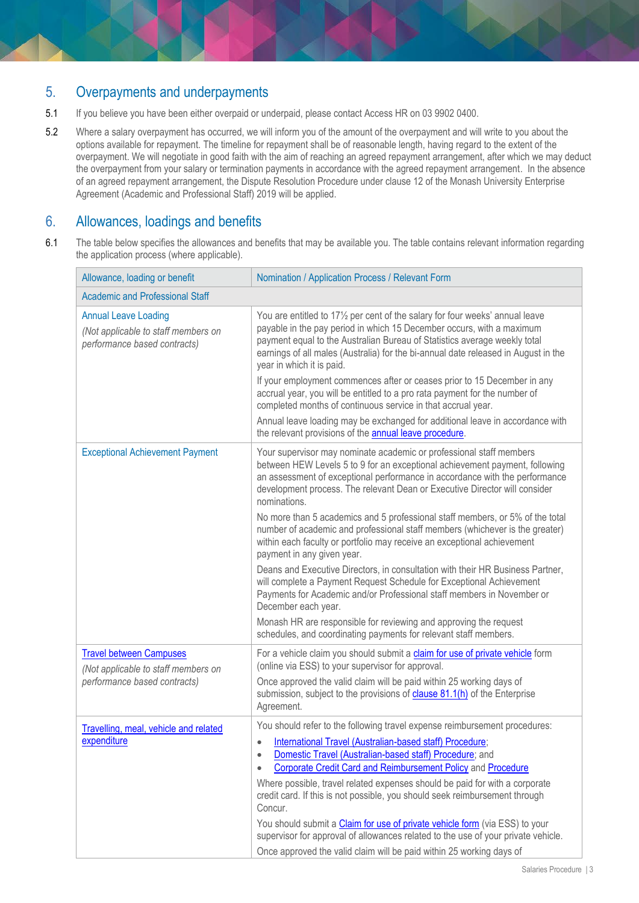## 5. Overpayments and underpayments

5.1 If you believe you have been either overpaid or underpaid, please contact Access HR on 03 9902 0400.

5.2 Where a salary overpayment has occurred, we will inform you of the amount of the overpayment and will write to you about the options available for repayment. The timeline for repayment shall be of reasonable length, having regard to the extent of the overpayment. We will negotiate in good faith with the aim of reaching an agreed repayment arrangement, after which we may deduct the overpayment from your salary or termination payments in accordance with the agreed repayment arrangement. In the absence of an agreed repayment arrangement, the Dispute Resolution Procedure under clause 12 of the Monash University Enterprise Agreement (Academic and Professional Staff) 2019 will be applied.

## 6. Allowances, loadings and benefits

6.1 The table below specifies the allowances and benefits that may be available you. The table contains relevant information regarding the application process (where applicable).

| Allowance, loading or benefit | Nomination / Application Process / Relevant Form |
|---|---|
| **Academic and Professional Staff** | |
| Annual Leave Loading<br>*(Not applicable to staff members on performance based contracts)* | You are entitled to 17½ per cent of the salary for four weeks' annual leave payable in the pay period in which 15 December occurs, with a maximum payment equal to the Australian Bureau of Statistics average weekly total earnings of all males (Australia) for the bi-annual date released in August in the year in which it is paid.<br>If your employment commences after or ceases prior to 15 December in any accrual year, you will be entitled to a pro rata payment for the number of completed months of continuous service in that accrual year.<br>Annual leave loading may be exchanged for additional leave in accordance with the relevant provisions of the annual leave procedure. |
| Exceptional Achievement Payment | Your supervisor may nominate academic or professional staff members between HEW Levels 5 to 9 for an exceptional achievement payment, following an assessment of exceptional performance in accordance with the performance development process. The relevant Dean or Executive Director will consider nominations.<br>No more than 5 academics and 5 professional staff members, or 5% of the total number of academic and professional staff members (whichever is the greater) within each faculty or portfolio may receive an exceptional achievement payment in any given year.<br>Deans and Executive Directors, in consultation with their HR Business Partner, will complete a Payment Request Schedule for Exceptional Achievement Payments for Academic and/or Professional staff members in November or December each year.<br>Monash HR are responsible for reviewing and approving the request schedules, and coordinating payments for relevant staff members. |
| Travel between Campuses<br>*(Not applicable to staff members on performance based contracts)* | For a vehicle claim you should submit a claim for use of private vehicle form (online via ESS) to your supervisor for approval.<br>Once approved the valid claim will be paid within 25 working days of submission, subject to the provisions of clause 81.1(h) of the Enterprise Agreement. |
| Travelling, meal, vehicle and related expenditure | You should refer to the following travel expense reimbursement procedures:<br>• International Travel (Australian-based staff) Procedure;<br>• Domestic Travel (Australian-based staff) Procedure; and<br>• Corporate Credit Card and Reimbursement Policy and Procedure<br>Where possible, travel related expenses should be paid for with a corporate credit card. If this is not possible, you should seek reimbursement through Concur.<br>You should submit a Claim for use of private vehicle form (via ESS) to your supervisor for approval of allowances related to the use of your private vehicle.<br>Once approved the valid claim will be paid within 25 working days of |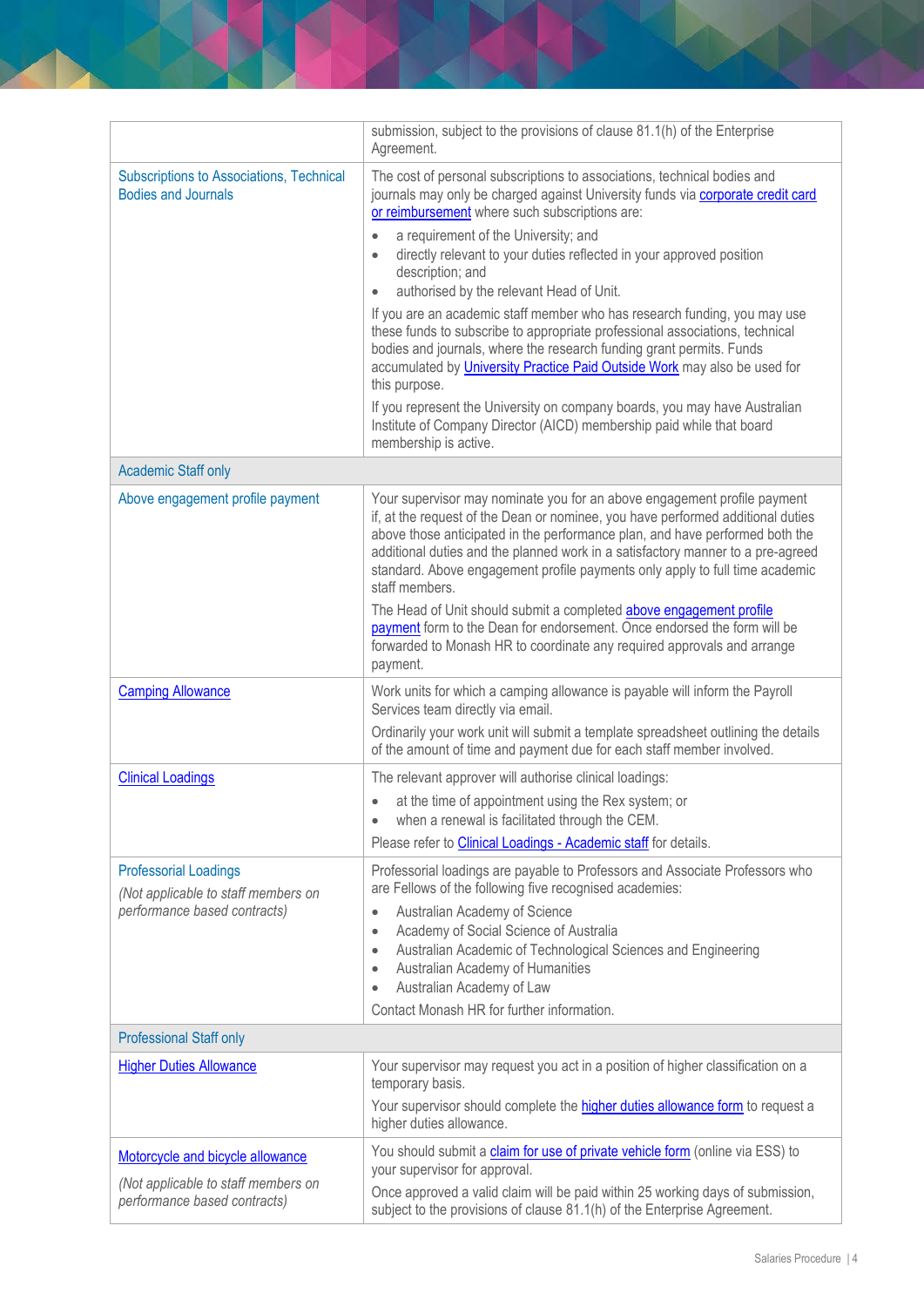|  |  |
|---|---|
|  | submission, subject to the provisions of clause 81.1(h) of the Enterprise Agreement. |
| Subscriptions to Associations, Technical Bodies and Journals | The cost of personal subscriptions to associations, technical bodies and journals may only be charged against University funds via corporate credit card or reimbursement where such subscriptions are:<br>• a requirement of the University; and<br>• directly relevant to your duties reflected in your approved position description; and<br>• authorised by the relevant Head of Unit.<br>If you are an academic staff member who has research funding, you may use these funds to subscribe to appropriate professional associations, technical bodies and journals, where the research funding grant permits. Funds accumulated by University Practice Paid Outside Work may also be used for this purpose.<br>If you represent the University on company boards, you may have Australian Institute of Company Director (AICD) membership paid while that board membership is active. |
| **Academic Staff only** |  |
| Above engagement profile payment | Your supervisor may nominate you for an above engagement profile payment if, at the request of the Dean or nominee, you have performed additional duties above those anticipated in the performance plan, and have performed both the additional duties and the planned work in a satisfactory manner to a pre-agreed standard. Above engagement profile payments only apply to full time academic staff members.<br>The Head of Unit should submit a completed above engagement profile payment form to the Dean for endorsement. Once endorsed the form will be forwarded to Monash HR to coordinate any required approvals and arrange payment. |
| Camping Allowance | Work units for which a camping allowance is payable will inform the Payroll Services team directly via email.<br>Ordinarily your work unit will submit a template spreadsheet outlining the details of the amount of time and payment due for each staff member involved. |
| Clinical Loadings | The relevant approver will authorise clinical loadings:<br>• at the time of appointment using the Rex system; or<br>• when a renewal is facilitated through the CEM.<br>Please refer to Clinical Loadings - Academic staff for details. |
| Professional Loadings<br>*(Not applicable to staff members on performance based contracts)* | Professional loadings are payable to Professors and Associate Professors who are Fellows of the following five recognised academies:<br>• Australian Academy of Science<br>• Academy of Social Science of Australia<br>• Australian Academic of Technological Sciences and Engineering<br>• Australian Academy of Humanities<br>• Australian Academy of Law<br>Contact Monash HR for further information. |
| **Professional Staff only** |  |
| Higher Duties Allowance | Your supervisor may request you act in a position of higher classification on a temporary basis.<br>Your supervisor should complete the higher duties allowance form to request a higher duties allowance. |
| Motorcycle and bicycle allowance<br>*(Not applicable to staff members on performance based contracts)* | You should submit a claim for use of private vehicle form (online via ESS) to your supervisor for approval.<br>Once approved a valid claim will be paid within 25 working days of submission, subject to the provisions of clause 81.1(h) of the Enterprise Agreement. |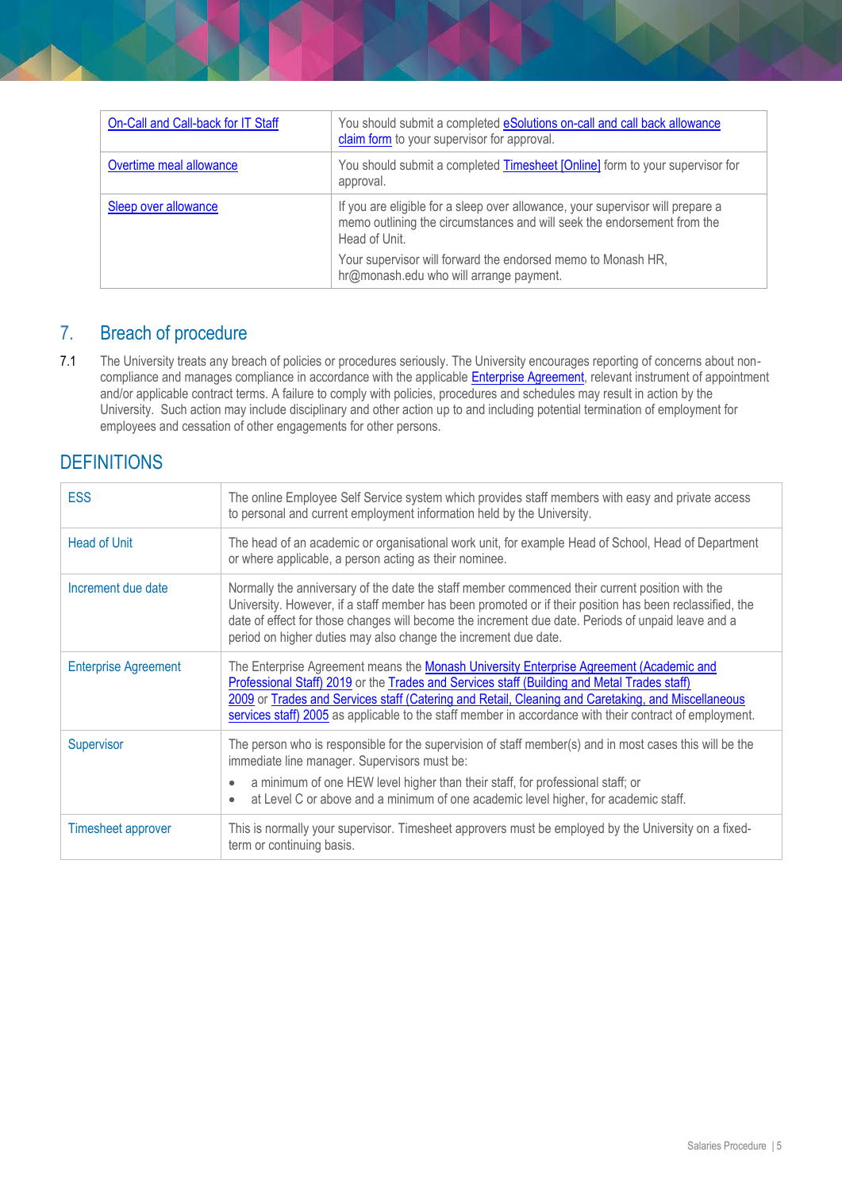| | |
|---|---|
| On-Call and Call-back for IT Staff | You should submit a completed eSolutions on-call and call back allowance claim form to your supervisor for approval. |
| Overtime meal allowance | You should submit a completed Timesheet [Online] form to your supervisor for approval. |
| Sleep over allowance | If you are eligible for a sleep over allowance, your supervisor will prepare a memo outlining the circumstances and will seek the endorsement from the Head of Unit.<br><br>Your supervisor will forward the endorsed memo to Monash HR, hr@monash.edu who will arrange payment. |

## 7. Breach of procedure

7.1 The University treats any breach of policies or procedures seriously. The University encourages reporting of concerns about non-compliance and manages compliance in accordance with the applicable Enterprise Agreement, relevant instrument of appointment and/or applicable contract terms. A failure to comply with policies, procedures and schedules may result in action by the University. Such action may include disciplinary and other action up to and including potential termination of employment for employees and cessation of other engagements for other persons.

## DEFINITIONS

| | |
|---|---|
| ESS | The online Employee Self Service system which provides staff members with easy and private access to personal and current employment information held by the University. |
| Head of Unit | The head of an academic or organisational work unit, for example Head of School, Head of Department or where applicable, a person acting as their nominee. |
| Increment due date | Normally the anniversary of the date the staff member commenced their current position with the University. However, if a staff member has been promoted or if their position has been reclassified, the date of effect for those changes will become the increment due date. Periods of unpaid leave and a period on higher duties may also change the increment due date. |
| Enterprise Agreement | The Enterprise Agreement means the Monash University Enterprise Agreement (Academic and Professional Staff) 2019 or the Trades and Services staff (Building and Metal Trades staff) 2009 or Trades and Services staff (Catering and Retail, Cleaning and Caretaking, and Miscellaneous services staff) 2005 as applicable to the staff member in accordance with their contract of employment. |
| Supervisor | The person who is responsible for the supervision of staff member(s) and in most cases this will be the immediate line manager. Supervisors must be:<br>• a minimum of one HEW level higher than their staff, for professional staff; or<br>• at Level C or above and a minimum of one academic level higher, for academic staff. |
| Timesheet approver | This is normally your supervisor. Timesheet approvers must be employed by the University on a fixed-term or continuing basis. |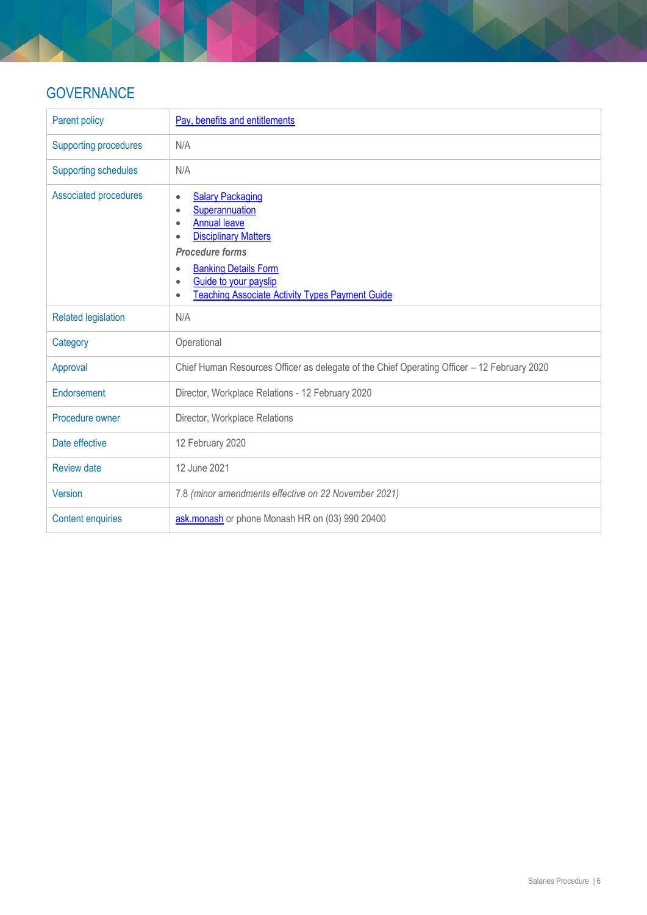## GOVERNANCE

| | |
|---|---|
| Parent policy | Pay, benefits and entitlements |
| Supporting procedures | N/A |
| Supporting schedules | N/A |
| Associated procedures | • Salary Packaging<br>• Superannuation<br>• Annual leave<br>• Disciplinary Matters<br>***Procedure forms***<br>• Banking Details Form<br>• Guide to your payslip<br>• Teaching Associate Activity Types Payment Guide |
| Related legislation | N/A |
| Category | Operational |
| Approval | Chief Human Resources Officer as delegate of the Chief Operating Officer – 12 February 2020 |
| Endorsement | Director, Workplace Relations - 12 February 2020 |
| Procedure owner | Director, Workplace Relations |
| Date effective | 12 February 2020 |
| Review date | 12 June 2021 |
| Version | 7.8 *(minor amendments effective on 22 November 2021)* |
| Content enquiries | ask.monash or phone Monash HR on (03) 990 20400 |